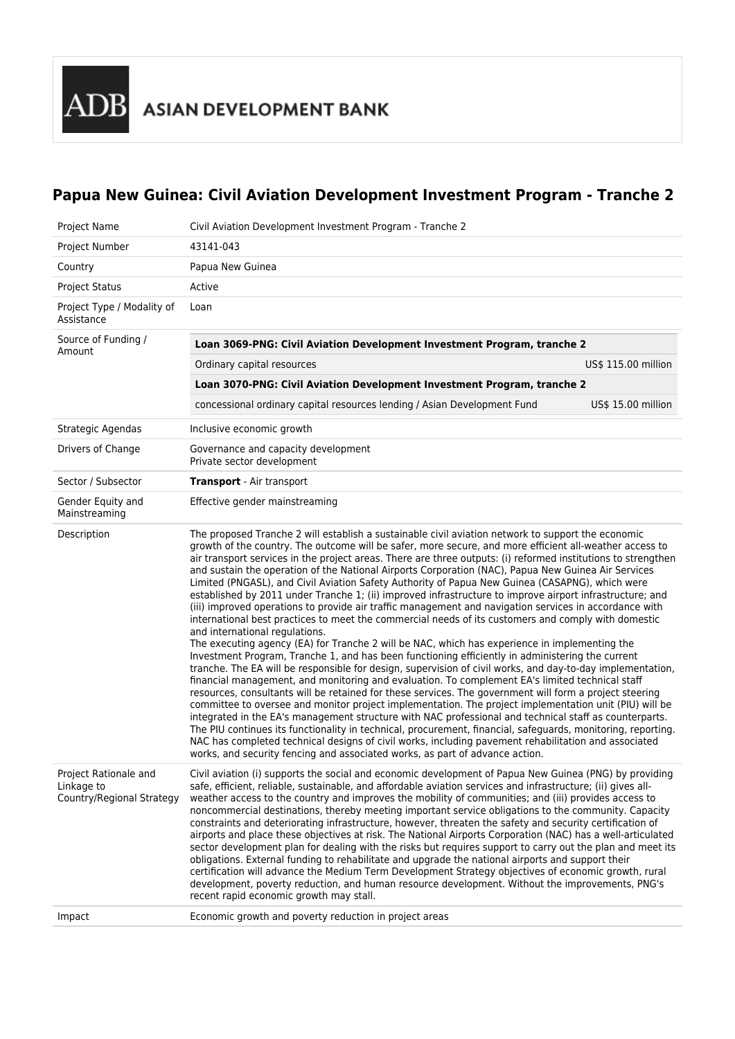ASIAN DEVELOPMENT BANK

## Papua New Guinea: Civil Aviation Development Investment Program - Tranche 2

| | |
|---|---|
| Project Name | Civil Aviation Development Investment Program - Tranche 2 |
| Project Number | 43141-043 |
| Country | Papua New Guinea |
| Project Status | Active |
| Project Type / Modality of Assistance | Loan |
| Source of Funding / Amount | **Loan 3069-PNG: Civil Aviation Development Investment Program, tranche 2**<br>Ordinary capital resources — US$ 115.00 million<br>**Loan 3070-PNG: Civil Aviation Development Investment Program, tranche 2**<br>concessional ordinary capital resources lending / Asian Development Fund — US$ 15.00 million |
| Strategic Agendas | Inclusive economic growth |
| Drivers of Change | Governance and capacity development<br>Private sector development |
| Sector / Subsector | **Transport** - Air transport |
| Gender Equity and Mainstreaming | Effective gender mainstreaming |
| Description | The proposed Tranche 2 will establish a sustainable civil aviation network to support the economic growth of the country. The outcome will be safer, more secure, and more efficient all-weather access to air transport services in the project areas. There are three outputs: (i) reformed institutions to strengthen and sustain the operation of the National Airports Corporation (NAC), Papua New Guinea Air Services Limited (PNGASL), and Civil Aviation Safety Authority of Papua New Guinea (CASAPNG), which were established by 2011 under Tranche 1; (ii) improved infrastructure to improve airport infrastructure; and (iii) improved operations to provide air traffic management and navigation services in accordance with international best practices to meet the commercial needs of its customers and comply with domestic and international regulations.<br>The executing agency (EA) for Tranche 2 will be NAC, which has experience in implementing the Investment Program, Tranche 1, and has been functioning efficiently in administering the current tranche. The EA will be responsible for design, supervision of civil works, and day-to-day implementation, financial management, and monitoring and evaluation. To complement EA's limited technical staff resources, consultants will be retained for these services. The government will form a project steering committee to oversee and monitor project implementation. The project implementation unit (PIU) will be integrated in the EA's management structure with NAC professional and technical staff as counterparts. The PIU continues its functionality in technical, procurement, financial, safeguards, monitoring, reporting. NAC has completed technical designs of civil works, including pavement rehabilitation and associated works, and security fencing and associated works, as part of advance action. |
| Project Rationale and Linkage to Country/Regional Strategy | Civil aviation (i) supports the social and economic development of Papua New Guinea (PNG) by providing safe, efficient, reliable, sustainable, and affordable aviation services and infrastructure; (ii) gives all-weather access to the country and improves the mobility of communities; and (iii) provides access to noncommercial destinations, thereby meeting important service obligations to the community. Capacity constraints and deteriorating infrastructure, however, threaten the safety and security certification of airports and place these objectives at risk. The National Airports Corporation (NAC) has a well-articulated sector development plan for dealing with the risks but requires support to carry out the plan and meet its obligations. External funding to rehabilitate and upgrade the national airports and support their certification will advance the Medium Term Development Strategy objectives of economic growth, rural development, poverty reduction, and human resource development. Without the improvements, PNG's recent rapid economic growth may stall. |
| Impact | Economic growth and poverty reduction in project areas |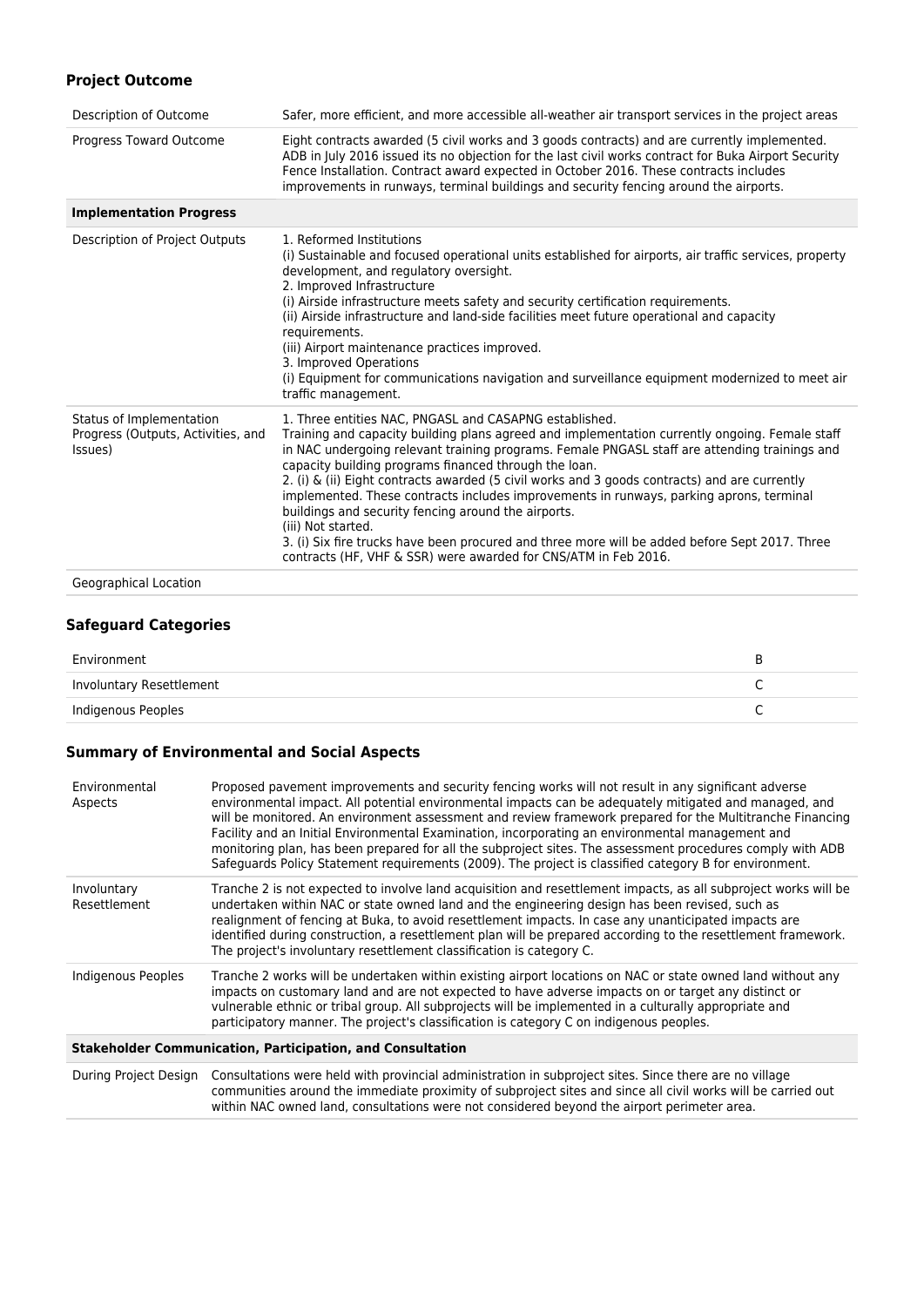## Project Outcome

| | |
|---|---|
| Description of Outcome | Safer, more efficient, and more accessible all-weather air transport services in the project areas |
| Progress Toward Outcome | Eight contracts awarded (5 civil works and 3 goods contracts) and are currently implemented. ADB in July 2016 issued its no objection for the last civil works contract for Buka Airport Security Fence Installation. Contract award expected in October 2016. These contracts includes improvements in runways, terminal buildings and security fencing around the airports. |
| **Implementation Progress** | |
| Description of Project Outputs | 1. Reformed Institutions<br>(i) Sustainable and focused operational units established for airports, air traffic services, property development, and regulatory oversight.<br>2. Improved Infrastructure<br>(i) Airside infrastructure meets safety and security certification requirements.<br>(ii) Airside infrastructure and land-side facilities meet future operational and capacity requirements.<br>(iii) Airport maintenance practices improved.<br>3. Improved Operations<br>(i) Equipment for communications navigation and surveillance equipment modernized to meet air traffic management. |
| Status of Implementation Progress (Outputs, Activities, and Issues) | 1. Three entities NAC, PNGASL and CASAPNG established.<br>Training and capacity building plans agreed and implementation currently ongoing. Female staff in NAC undergoing relevant training programs. Female PNGASL staff are attending trainings and capacity building programs financed through the loan.<br>2. (i) & (ii) Eight contracts awarded (5 civil works and 3 goods contracts) and are currently implemented. These contracts includes improvements in runways, parking aprons, terminal buildings and security fencing around the airports.<br>(iii) Not started.<br>3. (i) Six fire trucks have been procured and three more will be added before Sept 2017. Three contracts (HF, VHF & SSR) were awarded for CNS/ATM in Feb 2016. |
| Geographical Location | |

## Safeguard Categories

| | |
|---|---|
| Environment | B |
| Involuntary Resettlement | C |
| Indigenous Peoples | C |

## Summary of Environmental and Social Aspects

| | |
|---|---|
| Environmental Aspects | Proposed pavement improvements and security fencing works will not result in any significant adverse environmental impact. All potential environmental impacts can be adequately mitigated and managed, and will be monitored. An environment assessment and review framework prepared for the Multitranche Financing Facility and an Initial Environmental Examination, incorporating an environmental management and monitoring plan, has been prepared for all the subproject sites. The assessment procedures comply with ADB Safeguards Policy Statement requirements (2009). The project is classified category B for environment. |
| Involuntary Resettlement | Tranche 2 is not expected to involve land acquisition and resettlement impacts, as all subproject works will be undertaken within NAC or state owned land and the engineering design has been revised, such as realignment of fencing at Buka, to avoid resettlement impacts. In case any unanticipated impacts are identified during construction, a resettlement plan will be prepared according to the resettlement framework. The project's involuntary resettlement classification is category C. |
| Indigenous Peoples | Tranche 2 works will be undertaken within existing airport locations on NAC or state owned land without any impacts on customary land and are not expected to have adverse impacts on or target any distinct or vulnerable ethnic or tribal group. All subprojects will be implemented in a culturally appropriate and participatory manner. The project's classification is category C on indigenous peoples. |
| **Stakeholder Communication, Participation, and Consultation** | |
| During Project Design | Consultations were held with provincial administration in subproject sites. Since there are no village communities around the immediate proximity of subproject sites and since all civil works will be carried out within NAC owned land, consultations were not considered beyond the airport perimeter area. |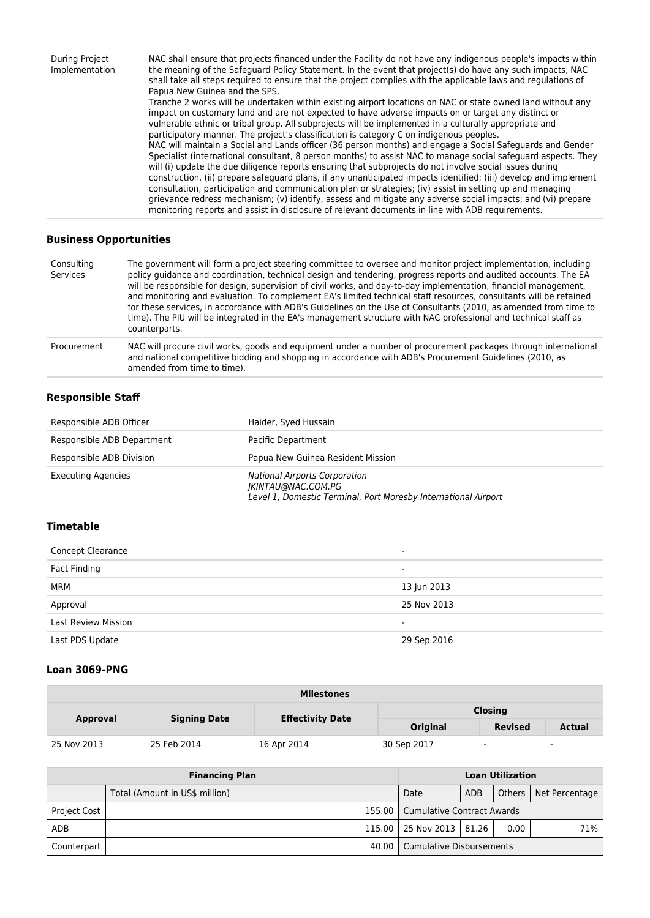| | |
|---|---|
| During Project Implementation | NAC shall ensure that projects financed under the Facility do not have any indigenous people's impacts within the meaning of the Safeguard Policy Statement. In the event that project(s) do have any such impacts, NAC shall take all steps required to ensure that the project complies with the applicable laws and regulations of Papua New Guinea and the SPS. Tranche 2 works will be undertaken within existing airport locations on NAC or state owned land without any impact on customary land and are not expected to have adverse impacts on or target any distinct or vulnerable ethnic or tribal group. All subprojects will be implemented in a culturally appropriate and participatory manner. The project's classification is category C on indigenous peoples. NAC will maintain a Social and Lands officer (36 person months) and engage a Social Safeguards and Gender Specialist (international consultant, 8 person months) to assist NAC to manage social safeguard aspects. They will (i) update the due diligence reports ensuring that subprojects do not involve social issues during construction, (ii) prepare safeguard plans, if any unanticipated impacts identified; (iii) develop and implement consultation, participation and communication plan or strategies; (iv) assist in setting up and managing grievance redress mechanism; (v) identify, assess and mitigate any adverse social impacts; and (vi) prepare monitoring reports and assist in disclosure of relevant documents in line with ADB requirements. |

### Business Opportunities

| | |
|---|---|
| Consulting Services | The government will form a project steering committee to oversee and monitor project implementation, including policy guidance and coordination, technical design and tendering, progress reports and audited accounts. The EA will be responsible for design, supervision of civil works, and day-to-day implementation, financial management, and monitoring and evaluation. To complement EA's limited technical staff resources, consultants will be retained for these services, in accordance with ADB's Guidelines on the Use of Consultants (2010, as amended from time to time). The PIU will be integrated in the EA's management structure with NAC professional and technical staff as counterparts. |
| Procurement | NAC will procure civil works, goods and equipment under a number of procurement packages through international and national competitive bidding and shopping in accordance with ADB's Procurement Guidelines (2010, as amended from time to time). |

### Responsible Staff

| | |
|---|---|
| Responsible ADB Officer | Haider, Syed Hussain |
| Responsible ADB Department | Pacific Department |
| Responsible ADB Division | Papua New Guinea Resident Mission |
| Executing Agencies | *National Airports Corporation*<br>*JKINTAU@NAC.COM.PG*<br>*Level 1, Domestic Terminal, Port Moresby International Airport* |

### Timetable

| | |
|---|---|
| Concept Clearance | - |
| Fact Finding | - |
| MRM | 13 Jun 2013 |
| Approval | 25 Nov 2013 |
| Last Review Mission | - |
| Last PDS Update | 29 Sep 2016 |

### Loan 3069-PNG

| Milestones | | | | | |
|---|---|---|---|---|---|
| Approval | Signing Date | Effectivity Date | Closing | | |
| | | | Original | Revised | Actual |
| 25 Nov 2013 | 25 Feb 2014 | 16 Apr 2014 | 30 Sep 2017 | - | - |

| Financing Plan | | Loan Utilization | | | |
|---|---|---|---|---|---|
| | Total (Amount in US$ million) | Date | ADB | Others | Net Percentage |
| Project Cost | 155.00 | Cumulative Contract Awards | | | |
| ADB | 115.00 | 25 Nov 2013 | 81.26 | 0.00 | 71% |
| Counterpart | 40.00 | Cumulative Disbursements | | | |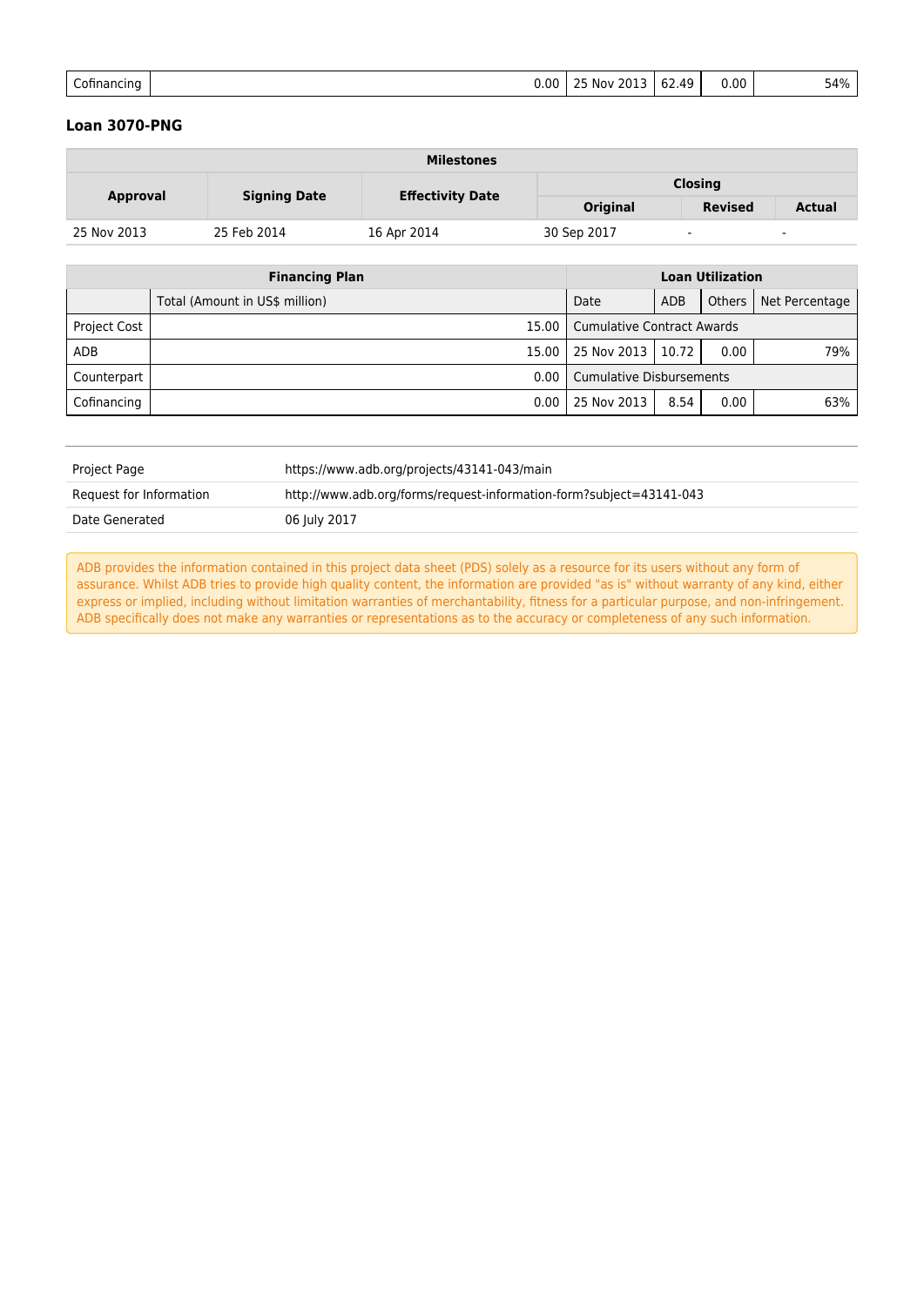| | | | | | |
|---|---|---|---|---|---|
| Cofinancing | 0.00 | 25 Nov 2013 | 62.49 | 0.00 | 54% |

### Loan 3070-PNG

| Milestones | | | | | |
|---|---|---|---|---|---|
| Approval | Signing Date | Effectivity Date | Closing | | |
| | | | Original | Revised | Actual |
| 25 Nov 2013 | 25 Feb 2014 | 16 Apr 2014 | 30 Sep 2017 | - | - |

| Financing Plan | | Loan Utilization | | | |
|---|---|---|---|---|---|
| | Total (Amount in US$ million) | Date | ADB | Others | Net Percentage |
| Project Cost | 15.00 | Cumulative Contract Awards | | | |
| ADB | 15.00 | 25 Nov 2013 | 10.72 | 0.00 | 79% |
| Counterpart | 0.00 | Cumulative Disbursements | | | |
| Cofinancing | 0.00 | 25 Nov 2013 | 8.54 | 0.00 | 63% |

| | |
|---|---|
| Project Page | https://www.adb.org/projects/43141-043/main |
| Request for Information | http://www.adb.org/forms/request-information-form?subject=43141-043 |
| Date Generated | 06 July 2017 |

ADB provides the information contained in this project data sheet (PDS) solely as a resource for its users without any form of assurance. Whilst ADB tries to provide high quality content, the information are provided "as is" without warranty of any kind, either express or implied, including without limitation warranties of merchantability, fitness for a particular purpose, and non-infringement. ADB specifically does not make any warranties or representations as to the accuracy or completeness of any such information.